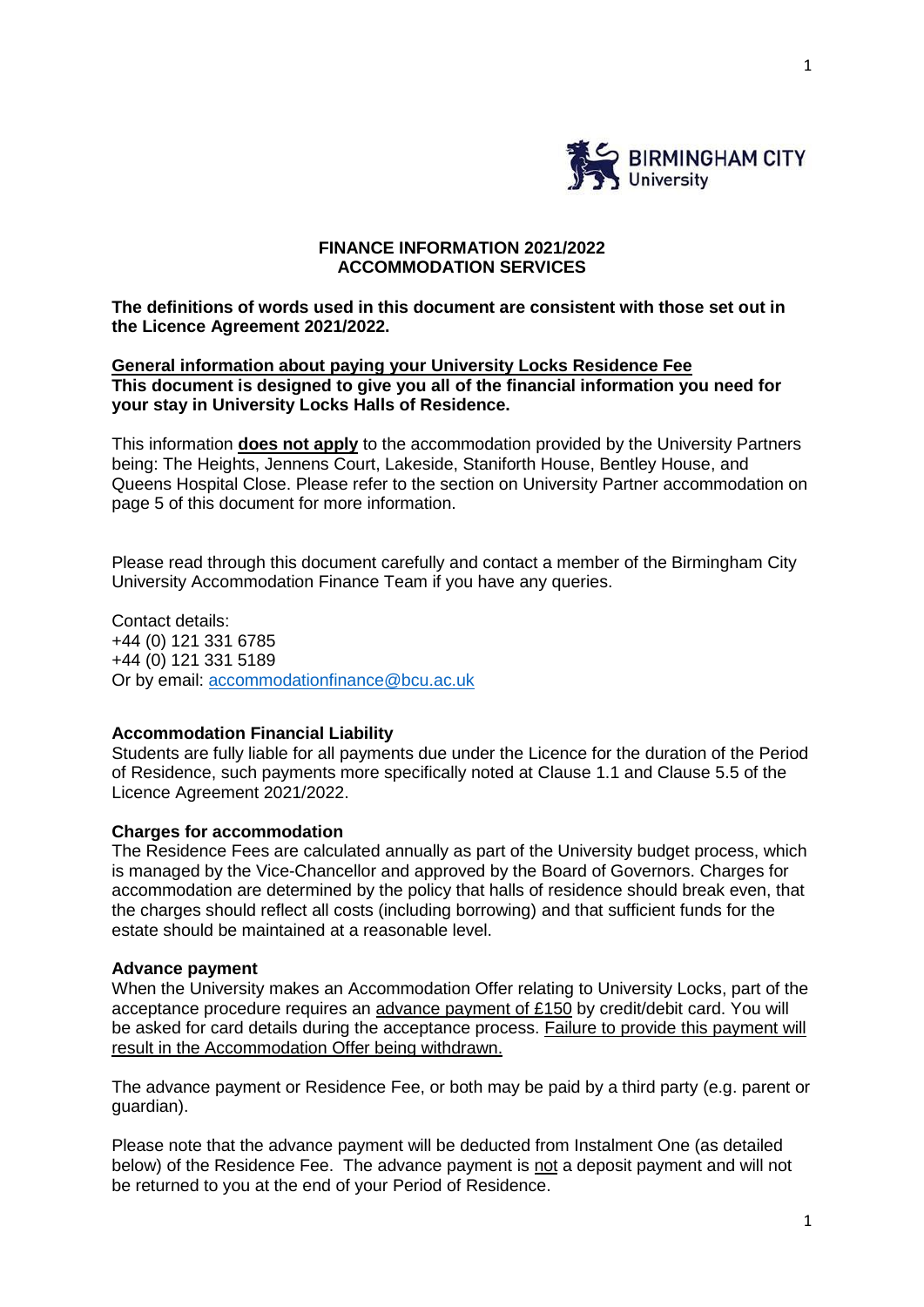# FINANCE INFORMATION 2021/2022
# ACCOMMODATION SERVICES

**The definitions of words used in this document are consistent with those set out in the Licence Agreement 2021/2022.**

**General information about paying your University Locks Residence Fee**
**This document is designed to give you all of the financial information you need for your stay in University Locks Halls of Residence.**

This information **does not apply** to the accommodation provided by the University Partners being: The Heights, Jennens Court, Lakeside, Staniforth House, Bentley House, and Queens Hospital Close. Please refer to the section on University Partner accommodation on page 5 of this document for more information.

Please read through this document carefully and contact a member of the Birmingham City University Accommodation Finance Team if you have any queries.

Contact details:
+44 (0) 121 331 6785
+44 (0) 121 331 5189
Or by email: accommodationfinance@bcu.ac.uk

### Accommodation Financial Liability

Students are fully liable for all payments due under the Licence for the duration of the Period of Residence, such payments more specifically noted at Clause 1.1 and Clause 5.5 of the Licence Agreement 2021/2022.

### Charges for accommodation

The Residence Fees are calculated annually as part of the University budget process, which is managed by the Vice-Chancellor and approved by the Board of Governors. Charges for accommodation are determined by the policy that halls of residence should break even, that the charges should reflect all costs (including borrowing) and that sufficient funds for the estate should be maintained at a reasonable level.

### Advance payment

When the University makes an Accommodation Offer relating to University Locks, part of the acceptance procedure requires an advance payment of £150 by credit/debit card. You will be asked for card details during the acceptance process. Failure to provide this payment will result in the Accommodation Offer being withdrawn.

The advance payment or Residence Fee, or both may be paid by a third party (e.g. parent or guardian).

Please note that the advance payment will be deducted from Instalment One (as detailed below) of the Residence Fee. The advance payment is not a deposit payment and will not be returned to you at the end of your Period of Residence.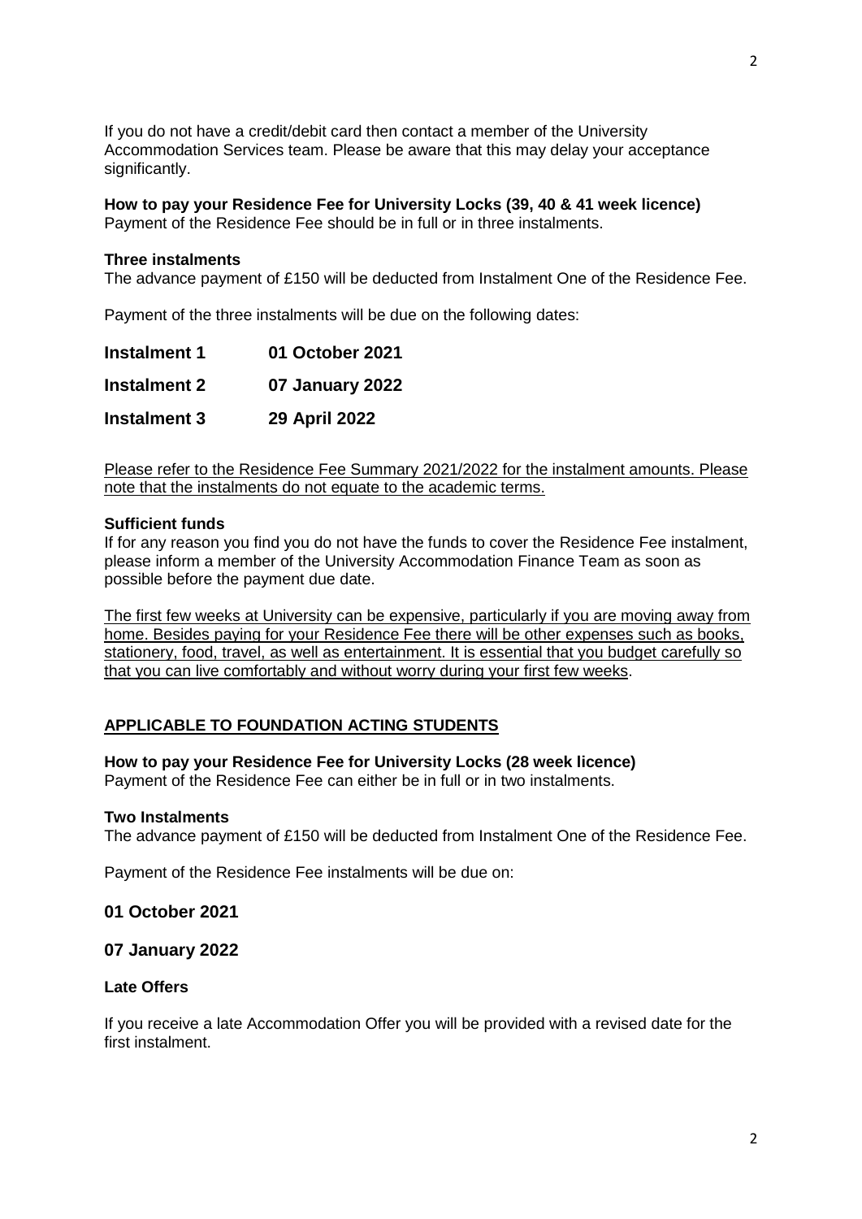If you do not have a credit/debit card then contact a member of the University Accommodation Services team. Please be aware that this may delay your acceptance significantly.

**How to pay your Residence Fee for University Locks (39, 40 & 41 week licence)**
Payment of the Residence Fee should be in full or in three instalments.

**Three instalments**
The advance payment of £150 will be deducted from Instalment One of the Residence Fee.

Payment of the three instalments will be due on the following dates:

| | |
|---|---|
| **Instalment 1** | **01 October 2021** |
| **Instalment 2** | **07 January 2022** |
| **Instalment 3** | **29 April 2022** |

Please refer to the Residence Fee Summary 2021/2022 for the instalment amounts. Please note that the instalments do not equate to the academic terms.

**Sufficient funds**
If for any reason you find you do not have the funds to cover the Residence Fee instalment, please inform a member of the University Accommodation Finance Team as soon as possible before the payment due date.

The first few weeks at University can be expensive, particularly if you are moving away from home. Besides paying for your Residence Fee there will be other expenses such as books, stationery, food, travel, as well as entertainment. It is essential that you budget carefully so that you can live comfortably and without worry during your first few weeks.

## APPLICABLE TO FOUNDATION ACTING STUDENTS

**How to pay your Residence Fee for University Locks (28 week licence)**
Payment of the Residence Fee can either be in full or in two instalments.

**Two Instalments**
The advance payment of £150 will be deducted from Instalment One of the Residence Fee.

Payment of the Residence Fee instalments will be due on:

**01 October 2021**

**07 January 2022**

**Late Offers**

If you receive a late Accommodation Offer you will be provided with a revised date for the first instalment.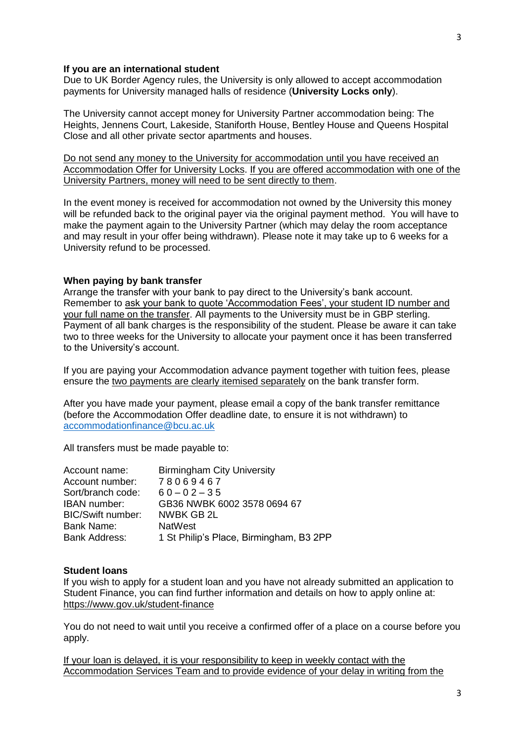**If you are an international student**
Due to UK Border Agency rules, the University is only allowed to accept accommodation payments for University managed halls of residence (**University Locks only**).

The University cannot accept money for University Partner accommodation being: The Heights, Jennens Court, Lakeside, Staniforth House, Bentley House and Queens Hospital Close and all other private sector apartments and houses.

Do not send any money to the University for accommodation until you have received an Accommodation Offer for University Locks. If you are offered accommodation with one of the University Partners, money will need to be sent directly to them.

In the event money is received for accommodation not owned by the University this money will be refunded back to the original payer via the original payment method. You will have to make the payment again to the University Partner (which may delay the room acceptance and may result in your offer being withdrawn). Please note it may take up to 6 weeks for a University refund to be processed.

**When paying by bank transfer**
Arrange the transfer with your bank to pay direct to the University's bank account. Remember to ask your bank to quote 'Accommodation Fees', your student ID number and your full name on the transfer. All payments to the University must be in GBP sterling. Payment of all bank charges is the responsibility of the student. Please be aware it can take two to three weeks for the University to allocate your payment once it has been transferred to the University's account.

If you are paying your Accommodation advance payment together with tuition fees, please ensure the two payments are clearly itemised separately on the bank transfer form.

After you have made your payment, please email a copy of the bank transfer remittance (before the Accommodation Offer deadline date, to ensure it is not withdrawn) to accommodationfinance@bcu.ac.uk

All transfers must be made payable to:

| | |
|---|---|
| Account name: | Birmingham City University |
| Account number: | 7 8 0 6 9 4 6 7 |
| Sort/branch code: | 6 0 – 0 2 – 3 5 |
| IBAN number: | GB36 NWBK 6002 3578 0694 67 |
| BIC/Swift number: | NWBK GB 2L |
| Bank Name: | NatWest |
| Bank Address: | 1 St Philip's Place, Birmingham, B3 2PP |

**Student loans**
If you wish to apply for a student loan and you have not already submitted an application to Student Finance, you can find further information and details on how to apply online at: https://www.gov.uk/student-finance

You do not need to wait until you receive a confirmed offer of a place on a course before you apply.

If your loan is delayed, it is your responsibility to keep in weekly contact with the Accommodation Services Team and to provide evidence of your delay in writing from the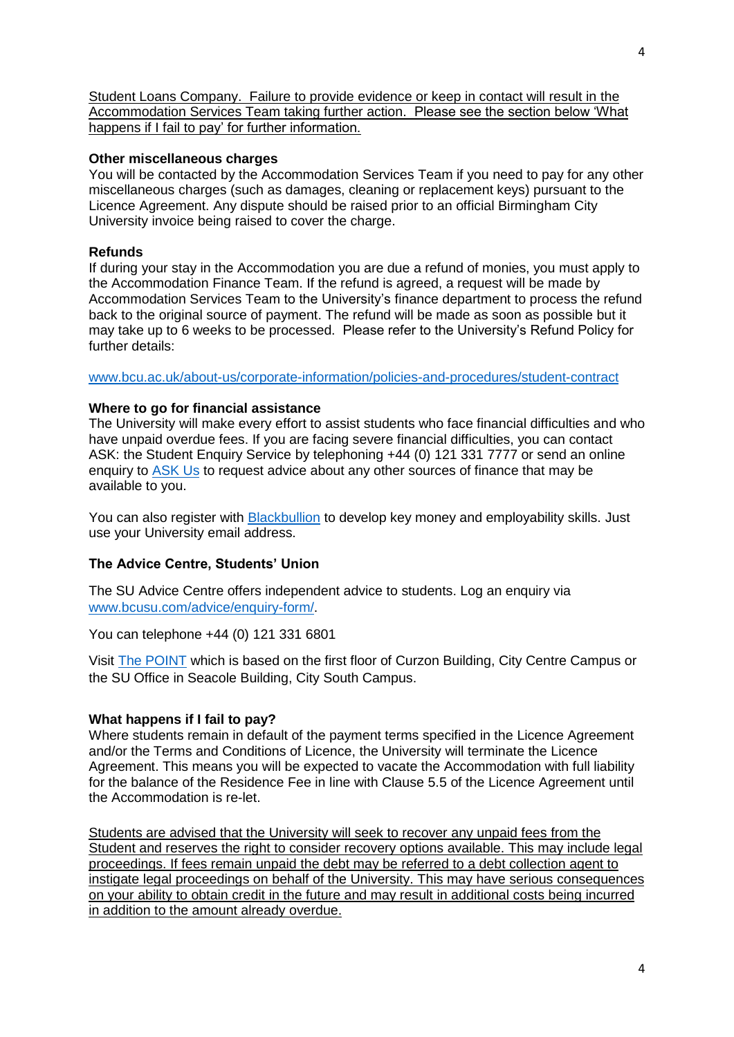<u>Student Loans Company. Failure to provide evidence or keep in contact will result in the Accommodation Services Team taking further action. Please see the section below 'What happens if I fail to pay' for further information.</u>

**Other miscellaneous charges**
You will be contacted by the Accommodation Services Team if you need to pay for any other miscellaneous charges (such as damages, cleaning or replacement keys) pursuant to the Licence Agreement. Any dispute should be raised prior to an official Birmingham City University invoice being raised to cover the charge.

**Refunds**
If during your stay in the Accommodation you are due a refund of monies, you must apply to the Accommodation Finance Team. If the refund is agreed, a request will be made by Accommodation Services Team to the University's finance department to process the refund back to the original source of payment. The refund will be made as soon as possible but it may take up to 6 weeks to be processed. Please refer to the University's Refund Policy for further details:

www.bcu.ac.uk/about-us/corporate-information/policies-and-procedures/student-contract

**Where to go for financial assistance**
The University will make every effort to assist students who face financial difficulties and who have unpaid overdue fees. If you are facing severe financial difficulties, you can contact ASK: the Student Enquiry Service by telephoning +44 (0) 121 331 7777 or send an online enquiry to ASK Us to request advice about any other sources of finance that may be available to you.

You can also register with Blackbullion to develop key money and employability skills. Just use your University email address.

**The Advice Centre, Students' Union**

The SU Advice Centre offers independent advice to students. Log an enquiry via www.bcusu.com/advice/enquiry-form/.

You can telephone +44 (0) 121 331 6801

Visit The POINT which is based on the first floor of Curzon Building, City Centre Campus or the SU Office in Seacole Building, City South Campus.

**What happens if I fail to pay?**
Where students remain in default of the payment terms specified in the Licence Agreement and/or the Terms and Conditions of Licence, the University will terminate the Licence Agreement. This means you will be expected to vacate the Accommodation with full liability for the balance of the Residence Fee in line with Clause 5.5 of the Licence Agreement until the Accommodation is re-let.

<u>Students are advised that the University will seek to recover any unpaid fees from the Student and reserves the right to consider recovery options available. This may include legal proceedings. If fees remain unpaid the debt may be referred to a debt collection agent to instigate legal proceedings on behalf of the University. This may have serious consequences on your ability to obtain credit in the future and may result in additional costs being incurred in addition to the amount already overdue.</u>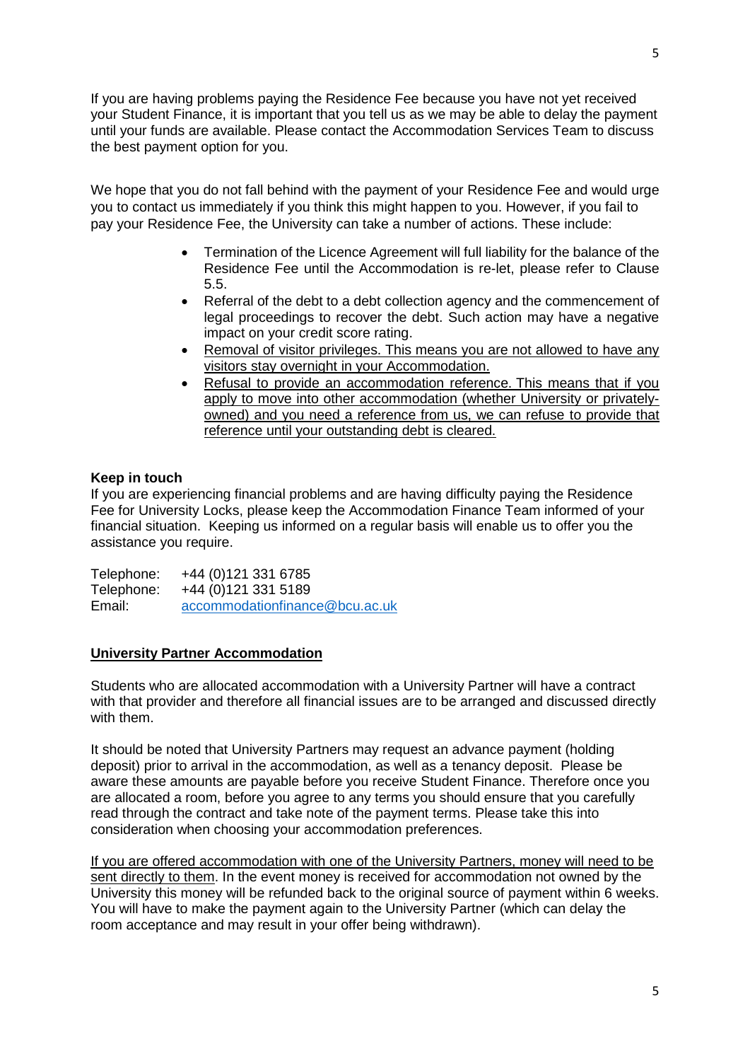If you are having problems paying the Residence Fee because you have not yet received your Student Finance, it is important that you tell us as we may be able to delay the payment until your funds are available. Please contact the Accommodation Services Team to discuss the best payment option for you.

We hope that you do not fall behind with the payment of your Residence Fee and would urge you to contact us immediately if you think this might happen to you. However, if you fail to pay your Residence Fee, the University can take a number of actions. These include:

- Termination of the Licence Agreement will full liability for the balance of the Residence Fee until the Accommodation is re-let, please refer to Clause 5.5.
- Referral of the debt to a debt collection agency and the commencement of legal proceedings to recover the debt. Such action may have a negative impact on your credit score rating.
- <u>Removal of visitor privileges. This means you are not allowed to have any visitors stay overnight in your Accommodation.</u>
- <u>Refusal to provide an accommodation reference. This means that if you apply to move into other accommodation (whether University or privately-owned) and you need a reference from us, we can refuse to provide that reference until your outstanding debt is cleared.</u>

**Keep in touch**

If you are experiencing financial problems and are having difficulty paying the Residence Fee for University Locks, please keep the Accommodation Finance Team informed of your financial situation. Keeping us informed on a regular basis will enable us to offer you the assistance you require.

Telephone: +44 (0)121 331 6785
Telephone: +44 (0)121 331 5189
Email: accommodationfinance@bcu.ac.uk

**<u>University Partner Accommodation</u>**

Students who are allocated accommodation with a University Partner will have a contract with that provider and therefore all financial issues are to be arranged and discussed directly with them.

It should be noted that University Partners may request an advance payment (holding deposit) prior to arrival in the accommodation, as well as a tenancy deposit. Please be aware these amounts are payable before you receive Student Finance. Therefore once you are allocated a room, before you agree to any terms you should ensure that you carefully read through the contract and take note of the payment terms. Please take this into consideration when choosing your accommodation preferences.

<u>If you are offered accommodation with one of the University Partners, money will need to be sent directly to them</u>. In the event money is received for accommodation not owned by the University this money will be refunded back to the original source of payment within 6 weeks. You will have to make the payment again to the University Partner (which can delay the room acceptance and may result in your offer being withdrawn).